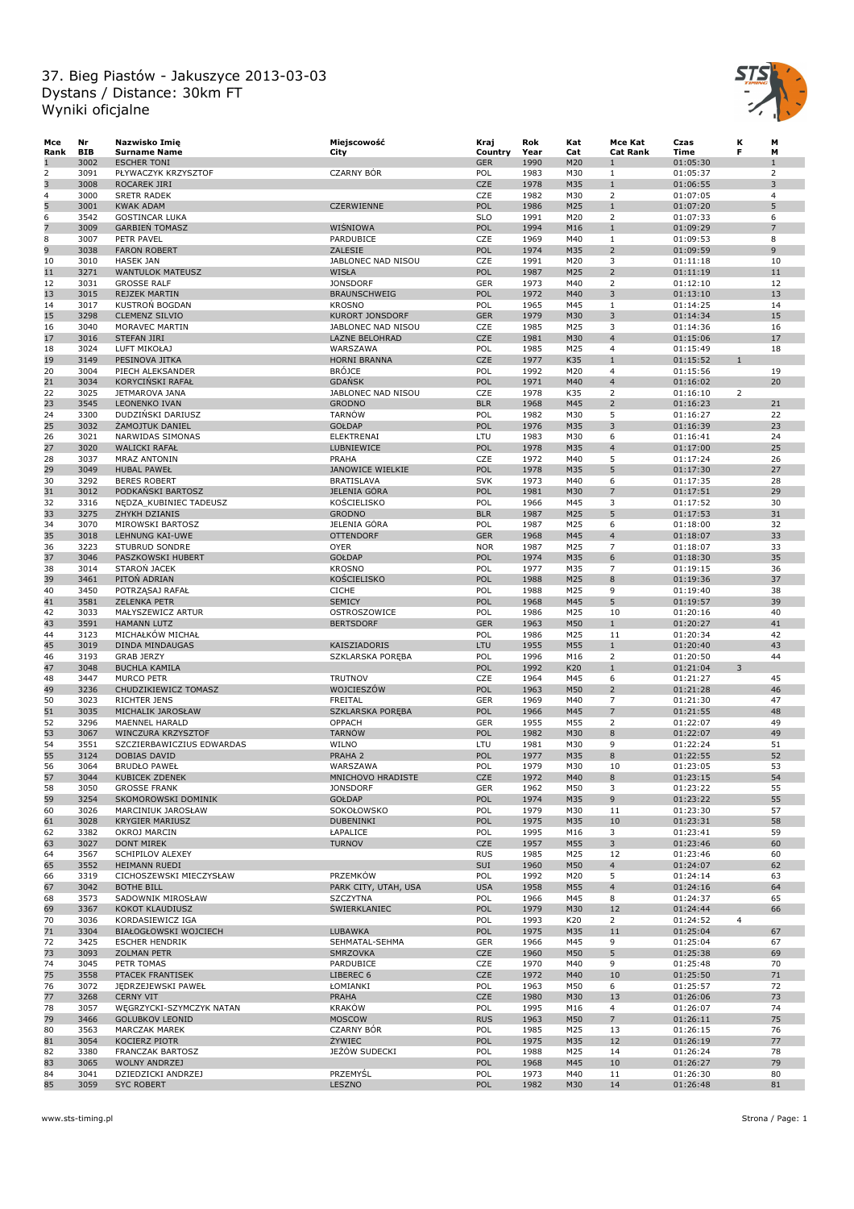# 37. Bieg Piastów - Jakuszyce 2013-03-03
## Dystans / Distance: 30km FT
## Wyniki oficjalne

| Mce Rank | Nr BIB | Nazwisko Imię Surname Name | Miejscowość City | Kraj Country | Rok Year | Kat Cat | Mce Kat Cat Rank | Czas Time | K F | M M |
|---|---|---|---|---|---|---|---|---|---|---|
| 1 | 3002 | ESCHER TONI | | GER | 1990 | M20 | 1 | 01:05:30 | | 1 |
| 2 | 3091 | PŁYWACZYK KRZYSZTOF | CZARNY BÓR | POL | 1983 | M30 | 1 | 01:05:37 | | 2 |
| 3 | 3008 | ROCAREK JIRI | | CZE | 1978 | M35 | 1 | 01:06:55 | | 3 |
| 4 | 3000 | SRETR RADEK | | CZE | 1982 | M30 | 2 | 01:07:05 | | 4 |
| 5 | 3001 | KWAK ADAM | CZERWIENNE | POL | 1986 | M25 | 1 | 01:07:20 | | 5 |
| 6 | 3542 | GOSTINCAR LUKA | | SLO | 1991 | M20 | 2 | 01:07:33 | | 6 |
| 7 | 3009 | GARBIEŃ TOMASZ | WIŚNIOWA | POL | 1994 | M16 | 1 | 01:09:29 | | 7 |
| 8 | 3007 | PETR PAVEL | PARDUBICE | CZE | 1969 | M40 | 1 | 01:09:53 | | 8 |
| 9 | 3038 | FARON ROBERT | ZALESIE | POL | 1974 | M35 | 2 | 01:09:59 | | 9 |
| 10 | 3010 | HASEK JAN | JABLONEC NAD NISOU | CZE | 1991 | M20 | 3 | 01:11:18 | | 10 |
| 11 | 3271 | WANTULOK MATEUSZ | WISŁA | POL | 1987 | M25 | 2 | 01:11:19 | | 11 |
| 12 | 3031 | GROSSE RALF | JONSDORF | GER | 1973 | M40 | 2 | 01:12:10 | | 12 |
| 13 | 3015 | REJZEK MARTIN | BRAUNSCHWEIG | POL | 1972 | M40 | 3 | 01:13:10 | | 13 |
| 14 | 3017 | KUSTROŃ BOGDAN | KROSNO | POL | 1965 | M45 | 1 | 01:14:25 | | 14 |
| 15 | 3298 | CLEMENZ SILVIO | KURORT JONSDORF | GER | 1979 | M30 | 3 | 01:14:34 | | 15 |
| 16 | 3040 | MORAVEC MARTIN | JABLONEC NAD NISOU | CZE | 1985 | M25 | 3 | 01:14:36 | | 16 |
| 17 | 3016 | STEFAN JIRI | LAZNE BELOHRAD | CZE | 1981 | M30 | 4 | 01:15:06 | | 17 |
| 18 | 3024 | LUFT MIKOŁAJ | WARSZAWA | POL | 1985 | M25 | 4 | 01:15:49 | | 18 |
| 19 | 3149 | PESINOVA JITKA | HORNI BRANNA | CZE | 1977 | K35 | 1 | 01:15:52 | 1 | |
| 20 | 3004 | PIECH ALEKSANDER | BRÓJCE | POL | 1992 | M20 | 4 | 01:15:56 | | 19 |
| 21 | 3034 | KORYCIŃSKI RAFAŁ | GDAŃSK | POL | 1971 | M40 | 4 | 01:16:02 | | 20 |
| 22 | 3025 | JETMAROVA JANA | JABLONEC NAD NISOU | CZE | 1978 | K35 | 2 | 01:16:10 | 2 | |
| 23 | 3545 | LEONENKO IVAN | GRODNO | BLR | 1968 | M45 | 2 | 01:16:23 | | 21 |
| 24 | 3300 | DUDZIŃSKI DARIUSZ | TARNÓW | POL | 1982 | M30 | 5 | 01:16:27 | | 22 |
| 25 | 3032 | ŻAMOJTUK DANIEL | GOŁDAP | POL | 1976 | M35 | 3 | 01:16:39 | | 23 |
| 26 | 3021 | NARWIDAS SIMONAS | ELEKTRENAI | LTU | 1983 | M30 | 6 | 01:16:41 | | 24 |
| 27 | 3020 | WALICKI RAFAŁ | LUBNIEWICE | POL | 1978 | M35 | 4 | 01:17:00 | | 25 |
| 28 | 3037 | MRAZ ANTONIN | PRAHA | CZE | 1972 | M40 | 5 | 01:17:24 | | 26 |
| 29 | 3049 | HUBAL PAWEŁ | JANOWICE WIELKIE | POL | 1978 | M35 | 5 | 01:17:30 | | 27 |
| 30 | 3292 | BERES ROBERT | BRATISLAVA | SVK | 1973 | M40 | 6 | 01:17:35 | | 28 |
| 31 | 3012 | PODKAŃSKI BARTOSZ | JELENIA GÓRA | POL | 1981 | M30 | 7 | 01:17:51 | | 29 |
| 32 | 3316 | NĘDZA_KUBINIEC TADEUSZ | KOŚCIELISKO | POL | 1966 | M45 | 3 | 01:17:52 | | 30 |
| 33 | 3275 | ZHYKH DZIANIS | GRODNO | BLR | 1987 | M25 | 5 | 01:17:53 | | 31 |
| 34 | 3070 | MIROWSKI BARTOSZ | JELENIA GÓRA | POL | 1987 | M25 | 6 | 01:18:00 | | 32 |
| 35 | 3018 | LEHNUNG KAI-UWE | OTTENDORF | GER | 1968 | M45 | 4 | 01:18:07 | | 33 |
| 36 | 3223 | STUBRUD SONDRE | OYER | NOR | 1987 | M25 | 7 | 01:18:07 | | 33 |
| 37 | 3046 | PASZKOWSKI HUBERT | GOŁDAP | POL | 1974 | M35 | 6 | 01:18:30 | | 35 |
| 38 | 3014 | STAROŃ JACEK | KROSNO | POL | 1977 | M35 | 7 | 01:19:15 | | 36 |
| 39 | 3461 | PITOŃ ADRIAN | KOŚCIELISKO | POL | 1988 | M25 | 8 | 01:19:36 | | 37 |
| 40 | 3450 | POTRZĄSAJ RAFAŁ | CICHE | POL | 1988 | M25 | 9 | 01:19:40 | | 38 |
| 41 | 3581 | ZELENKA PETR | SEMICY | POL | 1968 | M45 | 5 | 01:19:57 | | 39 |
| 42 | 3033 | MAŁYSZEWICZ ARTUR | OSTROSZOWICE | POL | 1986 | M25 | 10 | 01:20:16 | | 40 |
| 43 | 3591 | HAMANN LUTZ | BERTSDORF | GER | 1963 | M50 | 1 | 01:20:27 | | 41 |
| 44 | 3123 | MICHAŁKÓW MICHAŁ | | POL | 1986 | M25 | 11 | 01:20:34 | | 42 |
| 45 | 3019 | DINDA MINDAUGAS | KAISZIADORIS | LTU | 1955 | M55 | 1 | 01:20:40 | | 43 |
| 46 | 3193 | GRAB JERZY | SZKLARSKA PORĘBA | POL | 1996 | M16 | 2 | 01:20:50 | | 44 |
| 47 | 3048 | BUCHLA KAMILA | | POL | 1992 | K20 | 1 | 01:21:04 | 3 | |
| 48 | 3447 | MURCO PETR | TRUTNOV | CZE | 1964 | M45 | 6 | 01:21:27 | | 45 |
| 49 | 3236 | CHUDZIKIEWICZ TOMASZ | WOJCIESZÓW | POL | 1963 | M50 | 2 | 01:21:28 | | 46 |
| 50 | 3023 | RICHTER JENS | FREITAL | GER | 1969 | M40 | 7 | 01:21:30 | | 47 |
| 51 | 3035 | MICHALIK JAROSŁAW | SZKLARSKA PORĘBA | POL | 1966 | M45 | 7 | 01:21:55 | | 48 |
| 52 | 3296 | MAENNEL HARALD | OPPACH | GER | 1955 | M55 | 2 | 01:22:07 | | 49 |
| 53 | 3067 | WINCZURA KRZYSZTOF | TARNÓW | POL | 1982 | M30 | 8 | 01:22:07 | | 49 |
| 54 | 3551 | SZCZIERBAWICZIUS EDWARDAS | WILNO | LTU | 1981 | M30 | 9 | 01:22:24 | | 51 |
| 55 | 3124 | DOBIAS DAVID | PRAHA 2 | POL | 1977 | M35 | 8 | 01:22:55 | | 52 |
| 56 | 3064 | BRUDŁO PAWEŁ | WARSZAWA | POL | 1979 | M30 | 10 | 01:23:05 | | 53 |
| 57 | 3044 | KUBICEK ZDENEK | MNICHOVO HRADISTE | CZE | 1972 | M40 | 8 | 01:23:15 | | 54 |
| 58 | 3050 | GROSSE FRANK | JONSDORF | GER | 1962 | M50 | 3 | 01:23:22 | | 55 |
| 59 | 3254 | SKOMOROWSKI DOMINIK | GOŁDAP | POL | 1974 | M35 | 9 | 01:23:22 | | 55 |
| 60 | 3026 | MARCINIUK JAROSŁAW | SOKOŁOWSKO | POL | 1979 | M30 | 11 | 01:23:30 | | 57 |
| 61 | 3028 | KRYGIER MARIUSZ | DUBENINKI | POL | 1975 | M35 | 10 | 01:23:31 | | 58 |
| 62 | 3382 | OKROJ MARCIN | ŁAPALICE | POL | 1995 | M16 | 3 | 01:23:41 | | 59 |
| 63 | 3027 | DONT MIREK | TURNOV | CZE | 1957 | M55 | 3 | 01:23:46 | | 60 |
| 64 | 3567 | SCHIPILOV ALEXEY | | RUS | 1985 | M25 | 12 | 01:23:46 | | 60 |
| 65 | 3552 | HEIMANN RUEDI | | SUI | 1960 | M50 | 4 | 01:24:07 | | 62 |
| 66 | 3319 | CICHOSZEWSKI MIECZYSŁAW | PRZEMKÓW | POL | 1992 | M20 | 5 | 01:24:14 | | 63 |
| 67 | 3042 | BOTHE BILL | PARK CITY, UTAH, USA | USA | 1958 | M55 | 4 | 01:24:16 | | 64 |
| 68 | 3573 | SADOWNIK MIROSŁAW | SZCZYTNA | POL | 1966 | M45 | 8 | 01:24:37 | | 65 |
| 69 | 3367 | KOKOT KLAUDIUSZ | ŚWIERKLANIEC | POL | 1979 | M30 | 12 | 01:24:44 | | 66 |
| 70 | 3036 | KORDASIEWICZ IGA | | POL | 1993 | K20 | 2 | 01:24:52 | 4 | |
| 71 | 3304 | BIAŁOGŁOWSKI WOJCIECH | LUBAWKA | POL | 1975 | M35 | 11 | 01:25:04 | | 67 |
| 72 | 3425 | ESCHER HENDRIK | SEHMATAL-SEHMA | GER | 1966 | M45 | 9 | 01:25:04 | | 67 |
| 73 | 3093 | ZOLMAN PETR | SMRZOVKA | CZE | 1960 | M50 | 5 | 01:25:38 | | 69 |
| 74 | 3045 | PETR TOMAS | PARDUBICE | CZE | 1970 | M40 | 9 | 01:25:48 | | 70 |
| 75 | 3558 | PTACEK FRANTISEK | LIBEREC 6 | CZE | 1972 | M40 | 10 | 01:25:50 | | 71 |
| 76 | 3072 | JĘDRZEJEWSKI PAWEŁ | ŁOMIANKI | POL | 1963 | M50 | 6 | 01:25:57 | | 72 |
| 77 | 3268 | CERNY VIT | PRAHA | CZE | 1980 | M30 | 13 | 01:26:06 | | 73 |
| 78 | 3057 | WĘGRZYCKI-SZYMCZYK NATAN | KRAKÓW | POL | 1995 | M16 | 4 | 01:26:07 | | 74 |
| 79 | 3466 | GOLUBKOV LEONID | MOSCOW | RUS | 1963 | M50 | 7 | 01:26:11 | | 75 |
| 80 | 3563 | MARCZAK MAREK | CZARNY BÓR | POL | 1985 | M25 | 13 | 01:26:15 | | 76 |
| 81 | 3054 | KOCIERZ PIOTR | ŻYWIEC | POL | 1975 | M35 | 12 | 01:26:19 | | 77 |
| 82 | 3380 | FRANCZAK BARTOSZ | JEŻÓW SUDECKI | POL | 1988 | M25 | 14 | 01:26:24 | | 78 |
| 83 | 3065 | WOLNY ANDRZEJ | | POL | 1968 | M45 | 10 | 01:26:27 | | 79 |
| 84 | 3041 | DZIEDZICKI ANDRZEJ | PRZEMYŚL | POL | 1973 | M40 | 11 | 01:26:30 | | 80 |
| 85 | 3059 | SYC ROBERT | LESZNO | POL | 1982 | M30 | 14 | 01:26:48 | | 81 |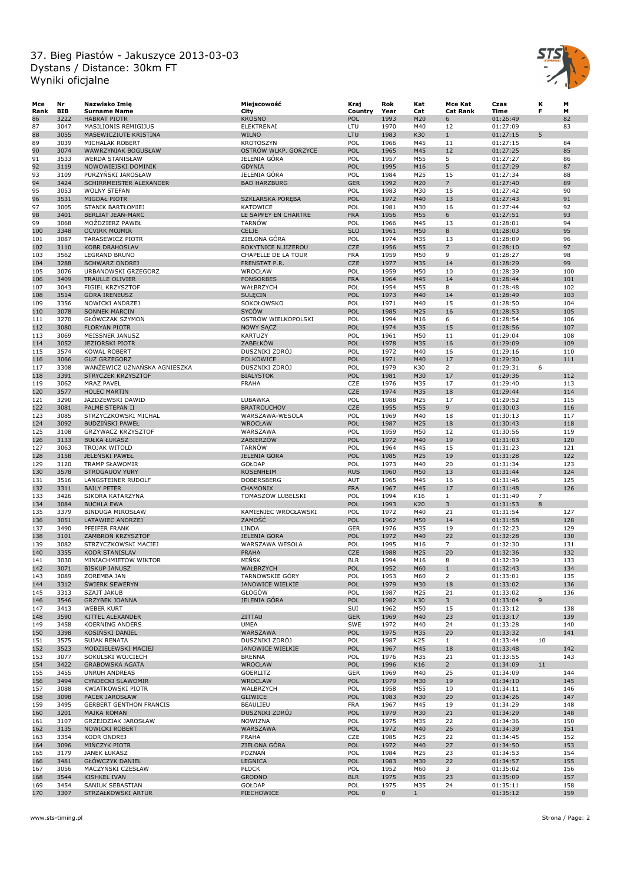# 37. Bieg Piastów - Jakuszyce 2013-03-03
Dystans / Distance: 30km FT
Wyniki oficjalne

| Mce Rank | Nr BIB | Nazwisko Imię Surname Name | Miejscowość City | Kraj Country | Rok Year | Kat Cat | Mce Kat Cat Rank | Czas Time | K F | M M |
|---|---|---|---|---|---|---|---|---|---|---|
| 86 | 3222 | HABRAT PIOTR | KROSNO | POL | 1993 | M20 | 6 | 01:26:49 | | 82 |
| 87 | 3047 | MASILIONIS REMIGIJUS | ELEKTRENAI | LTU | 1970 | M40 | 12 | 01:27:09 | | 83 |
| 88 | 3055 | MASEWICZIUTE KRISTINA | WILNO | LTU | 1983 | K30 | 1 | 01:27:15 | 5 | |
| 89 | 3039 | MICHALAK ROBERT | KROTOSZYN | POL | 1966 | M45 | 11 | 01:27:15 | | 84 |
| 90 | 3074 | WAWRZYNIAK BOGUSŁAW | OSTRÓW WLKP. GORZYCE | POL | 1965 | M45 | 12 | 01:27:25 | | 85 |
| 91 | 3533 | WERDA STANISŁAW | JELENIA GÓRA | POL | 1957 | M55 | 5 | 01:27:27 | | 86 |
| 92 | 3119 | NOWOWIEJSKI DOMINIK | GDYNIA | POL | 1995 | M16 | 5 | 01:27:29 | | 87 |
| 93 | 3109 | PURZYŃSKI JAROSŁAW | JELENIA GÓRA | POL | 1984 | M25 | 15 | 01:27:34 | | 88 |
| 94 | 3424 | SCHIRRMEISTER ALEXANDER | BAD HARZBURG | GER | 1992 | M20 | 7 | 01:27:40 | | 89 |
| 95 | 3053 | WOLNY STEFAN | | POL | 1983 | M30 | 15 | 01:27:42 | | 90 |
| 96 | 3531 | MIGDAŁ PIOTR | SZKLARSKA PORĘBA | POL | 1972 | M40 | 13 | 01:27:43 | | 91 |
| 97 | 3005 | STANIK BARTŁOMIEJ | KATOWICE | POL | 1981 | M30 | 16 | 01:27:44 | | 92 |
| 98 | 3401 | BERLIAT JEAN-MARC | LE SAPPEY EN CHARTRE | FRA | 1956 | M55 | 6 | 01:27:51 | | 93 |
| 99 | 3068 | MOŻDZIERZ PAWEŁ | TARNÓW | POL | 1966 | M45 | 13 | 01:28:01 | | 94 |
| 100 | 3348 | OCVIRK MOJMIR | CELJE | SLO | 1961 | M50 | 8 | 01:28:03 | | 95 |
| 101 | 3087 | TARASEWICZ PIOTR | ZIELONA GÓRA | POL | 1974 | M35 | 13 | 01:28:09 | | 96 |
| 102 | 3110 | KOBR DRAHOSLAV | ROKYTNICE N.JIZEROU | CZE | 1956 | M55 | 7 | 01:28:10 | | 97 |
| 103 | 3562 | LEGRAND BRUNO | CHAPELLE DE LA TOUR | FRA | 1959 | M50 | 9 | 01:28:27 | | 98 |
| 104 | 3288 | SCHWARZ ONDREJ | FRENSTAT P.R. | CZE | 1977 | M35 | 14 | 01:28:29 | | 99 |
| 105 | 3076 | URBANOWSKI GRZEGORZ | WROCŁAW | POL | 1959 | M50 | 10 | 01:28:39 | | 100 |
| 106 | 3409 | TRAULLE OLIVIER | FONSORBES | FRA | 1964 | M45 | 14 | 01:28:44 | | 101 |
| 107 | 3043 | FIGIEL KRZYSZTOF | WAŁBRZYCH | POL | 1954 | M55 | 8 | 01:28:48 | | 102 |
| 108 | 3514 | GÓRA IRENEUSZ | SULĘCIN | POL | 1973 | M40 | 14 | 01:28:49 | | 103 |
| 109 | 3356 | NOWICKI ANDRZEJ | SOKOŁOWSKO | POL | 1971 | M40 | 15 | 01:28:50 | | 104 |
| 110 | 3078 | SONNEK MARCIN | SYCÓW | POL | 1985 | M25 | 16 | 01:28:53 | | 105 |
| 111 | 3270 | GŁÓWCZAK SZYMON | OSTRÓW WIELKOPOLSKI | POL | 1994 | M16 | 6 | 01:28:54 | | 106 |
| 112 | 3080 | FLORYAN PIOTR | NOWY SĄCZ | POL | 1974 | M35 | 15 | 01:28:56 | | 107 |
| 113 | 3069 | MEISSNER JANUSZ | KARTUZY | POL | 1961 | M50 | 11 | 01:29:04 | | 108 |
| 114 | 3052 | JEZIORSKI PIOTR | ZABEŁKÓW | POL | 1978 | M35 | 16 | 01:29:09 | | 109 |
| 115 | 3574 | KOWAL ROBERT | DUSZNIKI ZDRÓJ | POL | 1972 | M40 | 16 | 01:29:16 | | 110 |
| 116 | 3066 | GUZ GRZEGORZ | POLKOWICE | POL | 1971 | M40 | 17 | 01:29:30 | | 111 |
| 117 | 3308 | WANŻEWICZ UZNAŃSKA AGNIESZKA | DUSZNIKI ZDRÓJ | POL | 1979 | K30 | 2 | 01:29:31 | 6 | |
| 118 | 3391 | STRYCZEK KRZYSZTOF | BIALYSTOK | POL | 1981 | M30 | 17 | 01:29:36 | | 112 |
| 119 | 3062 | MRAZ PAVEL | PRAHA | CZE | 1976 | M35 | 17 | 01:29:40 | | 113 |
| 120 | 3577 | HOLEC MARTIN | | CZE | 1974 | M35 | 18 | 01:29:44 | | 114 |
| 121 | 3290 | JAZDŻEWSKI DAWID | LUBAWKA | POL | 1988 | M25 | 17 | 01:29:52 | | 115 |
| 122 | 3081 | PALME STEPAN II | BRATROUCHOV | CZE | 1955 | M55 | 9 | 01:30:03 | | 116 |
| 123 | 3085 | STRZYCZKOWSKI MICHAL | WARSZAWA-WESOLA | POL | 1969 | M40 | 18 | 01:30:13 | | 117 |
| 124 | 3092 | BUDZIŃSKI PAWEŁ | WROCŁAW | POL | 1987 | M25 | 18 | 01:30:43 | | 118 |
| 125 | 3108 | GRZYWACZ KRZYSZTOF | WARSZAWA | POL | 1959 | M50 | 12 | 01:30:56 | | 119 |
| 126 | 3133 | BUŁKA ŁUKASZ | ZABIERZÓW | POL | 1972 | M40 | 19 | 01:31:03 | | 120 |
| 127 | 3063 | TROJAK WITOLD | TARNÓW | POL | 1964 | M45 | 15 | 01:31:23 | | 121 |
| 128 | 3158 | JELEŃSKI PAWEŁ | JELENIA GÓRA | POL | 1985 | M25 | 19 | 01:31:28 | | 122 |
| 129 | 3120 | TRAMP SŁAWOMIR | GOŁDAP | POL | 1973 | M40 | 20 | 01:31:34 | | 123 |
| 130 | 3578 | STROGAUOV YURY | ROSENHEIM | RUS | 1960 | M50 | 13 | 01:31:44 | | 124 |
| 131 | 3516 | LANGSTEINER RUDOLF | DOBERSBERG | AUT | 1965 | M45 | 16 | 01:31:46 | | 125 |
| 132 | 3311 | BAILY PETER | CHAMONIX | FRA | 1967 | M45 | 17 | 01:31:48 | | 126 |
| 133 | 3426 | SIKORA KATARZYNA | TOMASZÓW LUBELSKI | POL | 1994 | K16 | 1 | 01:31:49 | 7 | |
| 134 | 3084 | BUCHLA EWA | | POL | 1993 | K20 | 3 | 01:31:53 | 8 | |
| 135 | 3379 | BINDUGA MIROSŁAW | KAMIENIEC WROCŁAWSKI | POL | 1972 | M40 | 21 | 01:31:54 | | 127 |
| 136 | 3051 | LATAWIEC ANDRZEJ | ZAMOŚĆ | POL | 1962 | M50 | 14 | 01:31:58 | | 128 |
| 137 | 3490 | PFEIFER FRANK | LINDA | GER | 1976 | M35 | 19 | 01:32:23 | | 129 |
| 138 | 3101 | ZAMBROŃ KRZYSZTOF | JELENIA GÓRA | POL | 1972 | M40 | 22 | 01:32:28 | | 130 |
| 139 | 3082 | STRZYCZKOWSKI MACIEJ | WARSZAWA WESOLA | POL | 1995 | M16 | 7 | 01:32:30 | | 131 |
| 140 | 3355 | KODR STANISLAV | PRAHA | CZE | 1988 | M25 | 20 | 01:32:36 | | 132 |
| 141 | 3030 | MINIACHMIETOW WIKTOR | MIŃSK | BLR | 1994 | M16 | 8 | 01:32:39 | | 133 |
| 142 | 3071 | BISKUP JANUSZ | WAŁBRZYCH | POL | 1952 | M60 | 1 | 01:32:43 | | 134 |
| 143 | 3089 | ZOREMBA JAN | TARNOWSKIE GÓRY | POL | 1953 | M60 | 2 | 01:33:01 | | 135 |
| 144 | 3312 | ŚWIERK SEWERYN | JANOWICE WIELKIE | POL | 1979 | M30 | 18 | 01:33:02 | | 136 |
| 145 | 3313 | SZAJT JAKUB | GŁOGÓW | POL | 1987 | M25 | 21 | 01:33:02 | | 136 |
| 146 | 3546 | GRZYBEK JOANNA | JELENIA GÓRA | POL | 1982 | K30 | 3 | 01:33:04 | 9 | |
| 147 | 3413 | WEBER KURT | | SUI | 1962 | M50 | 15 | 01:33:12 | | 138 |
| 148 | 3590 | KITTEL ALEXANDER | ZITTAU | GER | 1969 | M40 | 23 | 01:33:17 | | 139 |
| 149 | 3458 | KOERNING ANDERS | UMEA | SWE | 1972 | M40 | 24 | 01:33:28 | | 140 |
| 150 | 3398 | KOSIŃSKI DANIEL | WARSZAWA | POL | 1975 | M35 | 20 | 01:33:32 | | 141 |
| 151 | 3575 | SUJAK RENATA | DUSZNIKI ZDRÓJ | POL | 1987 | K25 | 1 | 01:33:44 | 10 | |
| 152 | 3523 | MODZIELEWSKI MACIEJ | JANOWICE WIELKIE | POL | 1967 | M45 | 18 | 01:33:48 | | 142 |
| 153 | 3077 | SOKULSKI WOJCIECH | BRENNA | POL | 1976 | M35 | 21 | 01:33:55 | | 143 |
| 154 | 3422 | GRABOWSKA AGATA | WROCŁAW | POL | 1996 | K16 | 2 | 01:34:09 | 11 | |
| 155 | 3455 | UNRUH ANDREAS | GOERLITZ | GER | 1969 | M40 | 25 | 01:34:09 | | 144 |
| 156 | 3494 | CYNDECKI SLAWOMIR | WROCLAW | POL | 1979 | M30 | 19 | 01:34:10 | | 145 |
| 157 | 3088 | KWIATKOWSKI PIOTR | WAŁBRZYCH | POL | 1958 | M55 | 10 | 01:34:11 | | 146 |
| 158 | 3098 | PACEK JAROSŁAW | GLIWICE | POL | 1983 | M30 | 20 | 01:34:26 | | 147 |
| 159 | 3495 | GERBERT GENTHON FRANCIS | BEAULIEU | FRA | 1967 | M45 | 19 | 01:34:29 | | 148 |
| 160 | 3201 | MAJKA ROMAN | DUSZNIKI ZDRÓJ | POL | 1979 | M30 | 21 | 01:34:29 | | 148 |
| 161 | 3107 | GRZEJDZIAK JAROSŁAW | NOWIZNA | POL | 1975 | M35 | 22 | 01:34:36 | | 150 |
| 162 | 3135 | NOWICKI ROBERT | WARSZAWA | POL | 1972 | M40 | 26 | 01:34:39 | | 151 |
| 163 | 3354 | KODR ONDREJ | PRAHA | CZE | 1985 | M25 | 22 | 01:34:45 | | 152 |
| 164 | 3096 | MIŃCZYK PIOTR | ZIELONA GÓRA | POL | 1972 | M40 | 27 | 01:34:50 | | 153 |
| 165 | 3179 | JANEK ŁUKASZ | POZNAŃ | POL | 1984 | M25 | 23 | 01:34:53 | | 154 |
| 166 | 3481 | GŁÓWCZYK DANIEL | LEGNICA | POL | 1983 | M30 | 22 | 01:34:57 | | 155 |
| 167 | 3056 | MACZYŃSKI CZESŁAW | PŁOCK | POL | 1952 | M60 | 3 | 01:35:02 | | 156 |
| 168 | 3544 | KISHKEL IVAN | GRODNO | BLR | 1975 | M35 | 23 | 01:35:09 | | 157 |
| 169 | 3454 | SANIUK SEBASTIAN | GOŁDAP | POL | 1975 | M35 | 24 | 01:35:11 | | 158 |
| 170 | 3307 | STRZAŁKOWSKI ARTUR | PIECHOWICE | POL | 0 | 1 | | 01:35:12 | | 159 |

www.sts-timing.pl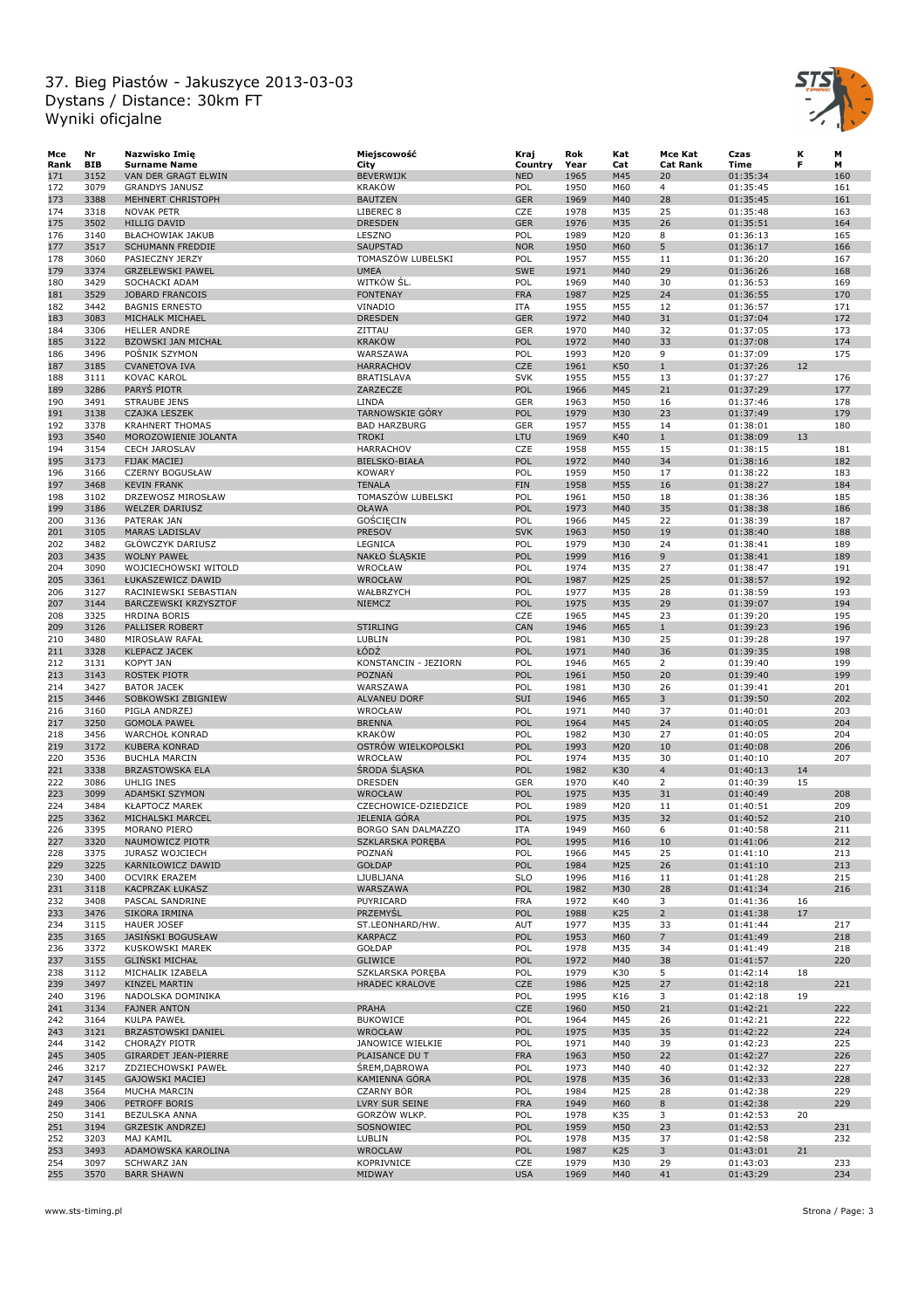# 37. Bieg Piastów - Jakuszyce 2013-03-03
## Dystans / Distance: 30km FT
## Wyniki oficjalne

| Mce Rank | Nr BIB | Nazwisko Imię Surname Name | Miejscowość City | Kraj Country | Rok Year | Kat Cat | Mce Kat Cat Rank | Czas Time | K F | M M |
|---|---|---|---|---|---|---|---|---|---|---|
| 171 | 3152 | VAN DER GRAGT ELWIN | BEVERWIJK | NED | 1965 | M45 | 20 | 01:35:34 | | 160 |
| 172 | 3079 | GRANDYS JANUSZ | KRAKÓW | POL | 1950 | M60 | 4 | 01:35:45 | | 161 |
| 173 | 3388 | MEHNERT CHRISTOPH | BAUTZEN | GER | 1969 | M40 | 28 | 01:35:45 | | 161 |
| 174 | 3318 | NOVAK PETR | LIBEREC 8 | CZE | 1978 | M35 | 25 | 01:35:48 | | 163 |
| 175 | 3502 | HILLIG DAVID | DRESDEN | GER | 1976 | M35 | 26 | 01:35:51 | | 164 |
| 176 | 3140 | BŁACHOWIAK JAKUB | LESZNO | POL | 1989 | M20 | 8 | 01:36:13 | | 165 |
| 177 | 3517 | SCHUMANN FREDDIE | SAUPSTAD | NOR | 1950 | M60 | 5 | 01:36:17 | | 166 |
| 178 | 3060 | PASIECZNY JERZY | TOMASZÓW LUBELSKI | POL | 1957 | M55 | 11 | 01:36:20 | | 167 |
| 179 | 3374 | GRZELEWSKI PAWEL | UMEA | SWE | 1971 | M40 | 29 | 01:36:26 | | 168 |
| 180 | 3429 | SOCHACKI ADAM | WITKÓW ŚL. | POL | 1969 | M40 | 30 | 01:36:53 | | 169 |
| 181 | 3529 | JOBARD FRANCOIS | FONTENAY | FRA | 1987 | M25 | 24 | 01:36:55 | | 170 |
| 182 | 3442 | BAGNIS ERNESTO | VINADIO | ITA | 1955 | M55 | 12 | 01:36:57 | | 171 |
| 183 | 3083 | MICHALK MICHAEL | DRESDEN | GER | 1972 | M40 | 31 | 01:37:04 | | 172 |
| 184 | 3306 | HELLER ANDRE | ZITTAU | GER | 1970 | M40 | 32 | 01:37:05 | | 173 |
| 185 | 3122 | BZOWSKI JAN MICHAŁ | KRAKÓW | POL | 1972 | M40 | 33 | 01:37:08 | | 174 |
| 186 | 3496 | POŚNIK SZYMON | WARSZAWA | POL | 1993 | M20 | 9 | 01:37:09 | | 175 |
| 187 | 3185 | CVANETOVA IVA | HARRACHOV | CZE | 1961 | K50 | 1 | 01:37:26 | 12 | |
| 188 | 3111 | KOVAC KAROL | BRATISLAVA | SVK | 1955 | M55 | 13 | 01:37:27 | | 176 |
| 189 | 3286 | PARYŚ PIOTR | ZARZECZE | POL | 1966 | M45 | 21 | 01:37:29 | | 177 |
| 190 | 3491 | STRAUBE JENS | LINDA | GER | 1963 | M50 | 16 | 01:37:46 | | 178 |
| 191 | 3138 | CZAJKA LESZEK | TARNOWSKIE GÓRY | POL | 1979 | M30 | 23 | 01:37:49 | | 179 |
| 192 | 3378 | KRAHNERT THOMAS | BAD HARZBURG | GER | 1957 | M55 | 14 | 01:38:01 | | 180 |
| 193 | 3540 | MOROZOWIENIE JOLANTA | TROKI | LTU | 1969 | K40 | 1 | 01:38:09 | 13 | |
| 194 | 3154 | CECH JAROSLAV | HARRACHOV | CZE | 1958 | M55 | 15 | 01:38:15 | | 181 |
| 195 | 3173 | FIJAK MACIEJ | BIELSKO-BIAŁA | POL | 1972 | M40 | 34 | 01:38:16 | | 182 |
| 196 | 3166 | CZERNY BOGUSŁAW | KOWARY | POL | 1959 | M50 | 17 | 01:38:22 | | 183 |
| 197 | 3468 | KEVIN FRANK | TENALA | FIN | 1958 | M55 | 16 | 01:38:27 | | 184 |
| 198 | 3102 | DRZEWOSZ MIROSŁAW | TOMASZÓW LUBELSKI | POL | 1961 | M50 | 18 | 01:38:36 | | 185 |
| 199 | 3186 | WELZER DARIUSZ | OŁAWA | POL | 1973 | M40 | 35 | 01:38:38 | | 186 |
| 200 | 3136 | PATERAK JAN | GOŚCIĘCIN | POL | 1966 | M45 | 22 | 01:38:39 | | 187 |
| 201 | 3105 | MARAS LADISLAV | PRESOV | SVK | 1963 | M50 | 19 | 01:38:40 | | 188 |
| 202 | 3482 | GŁÓWCZYK DARIUSZ | LEGNICA | POL | 1979 | M30 | 24 | 01:38:41 | | 189 |
| 203 | 3435 | WOLNY PAWEŁ | NAKŁO ŚLĄSKIE | POL | 1999 | M16 | 9 | 01:38:41 | | 189 |
| 204 | 3090 | WOJCIECHOWSKI WITOLD | WROCŁAW | POL | 1974 | M35 | 27 | 01:38:47 | | 191 |
| 205 | 3361 | ŁUKASZEWICZ DAWID | WROCŁAW | POL | 1987 | M25 | 25 | 01:38:57 | | 192 |
| 206 | 3127 | RACINIEWSKI SEBASTIAN | WAŁBRZYCH | POL | 1977 | M35 | 28 | 01:38:59 | | 193 |
| 207 | 3144 | BARCZEWSKI KRZYSZTOF | NIEMCZ | POL | 1975 | M35 | 29 | 01:39:07 | | 194 |
| 208 | 3325 | HRDINA BORIS | | CZE | 1965 | M45 | 23 | 01:39:20 | | 195 |
| 209 | 3126 | PALLISER ROBERT | STIRLING | CAN | 1946 | M65 | 1 | 01:39:23 | | 196 |
| 210 | 3480 | MIROSŁAW RAFAŁ | LUBLIN | POL | 1981 | M30 | 25 | 01:39:28 | | 197 |
| 211 | 3328 | KLEPACZ JACEK | ŁÓDŹ | POL | 1971 | M40 | 36 | 01:39:35 | | 198 |
| 212 | 3131 | KOPYT JAN | KONSTANCIN - JEZIORN | POL | 1946 | M65 | 2 | 01:39:40 | | 199 |
| 213 | 3143 | ROSTEK PIOTR | POZNAŃ | POL | 1961 | M50 | 20 | 01:39:40 | | 199 |
| 214 | 3427 | BATOR JACEK | WARSZAWA | POL | 1981 | M30 | 26 | 01:39:41 | | 201 |
| 215 | 3446 | SOBKOWSKI ZBIGNIEW | ALVANEU DORF | SUI | 1946 | M65 | 3 | 01:39:50 | | 202 |
| 216 | 3160 | PIGLA ANDRZEJ | WROCŁAW | POL | 1971 | M40 | 37 | 01:40:01 | | 203 |
| 217 | 3250 | GOMOLA PAWEŁ | BRENNA | POL | 1964 | M45 | 24 | 01:40:05 | | 204 |
| 218 | 3456 | WARCHOŁ KONRAD | KRAKÓW | POL | 1982 | M30 | 27 | 01:40:05 | | 204 |
| 219 | 3172 | KUBERA KONRAD | OSTRÓW WIELKOPOLSKI | POL | 1993 | M20 | 10 | 01:40:08 | | 206 |
| 220 | 3536 | BUCHLA MARCIN | WROCŁAW | POL | 1974 | M35 | 30 | 01:40:10 | | 207 |
| 221 | 3338 | BRZASTOWSKA ELA | ŚRODA ŚLĄSKA | POL | 1982 | K30 | 4 | 01:40:13 | 14 | |
| 222 | 3086 | UHLIG INES | DRESDEN | GER | 1970 | K40 | 2 | 01:40:39 | 15 | |
| 223 | 3099 | ADAMSKI SZYMON | WROCŁAW | POL | 1975 | M35 | 31 | 01:40:49 | | 208 |
| 224 | 3484 | KŁAPTOCZ MAREK | CZECHOWICE-DZIEDZICE | POL | 1989 | M20 | 11 | 01:40:51 | | 209 |
| 225 | 3362 | MICHALSKI MARCEL | JELENIA GÓRA | POL | 1975 | M35 | 32 | 01:40:52 | | 210 |
| 226 | 3395 | MORANO PIERO | BORGO SAN DALMAZZO | ITA | 1949 | M60 | 6 | 01:40:58 | | 211 |
| 227 | 3320 | NAUMOWICZ PIOTR | SZKLARSKA PORĘBA | POL | 1995 | M16 | 10 | 01:41:06 | | 212 |
| 228 | 3375 | JURASZ WOJCIECH | POZNAŃ | POL | 1966 | M45 | 25 | 01:41:10 | | 213 |
| 229 | 3225 | KARNIŁOWICZ DAWID | GOŁDAP | POL | 1984 | M25 | 26 | 01:41:10 | | 213 |
| 230 | 3400 | OCVIRK ERAZEM | LJUBLJANA | SLO | 1996 | M16 | 11 | 01:41:28 | | 215 |
| 231 | 3118 | KACPRZAK ŁUKASZ | WARSZAWA | POL | 1982 | M30 | 28 | 01:41:34 | | 216 |
| 232 | 3408 | PASCAL SANDRINE | PUYRICARD | FRA | 1972 | K40 | 3 | 01:41:36 | 16 | |
| 233 | 3476 | SIKORA IRMINA | PRZEMYŚL | POL | 1988 | K25 | 2 | 01:41:38 | 17 | |
| 234 | 3115 | HAUER JOSEF | ST.LEONHARD/HW. | AUT | 1977 | M35 | 33 | 01:41:44 | | 217 |
| 235 | 3165 | JASIŃSKI BOGUSŁAW | KARPACZ | POL | 1953 | M60 | 7 | 01:41:49 | | 218 |
| 236 | 3372 | KUSKOWSKI MAREK | GOŁDAP | POL | 1978 | M35 | 34 | 01:41:49 | | 218 |
| 237 | 3155 | GLIŃSKI MICHAŁ | GLIWICE | POL | 1972 | M40 | 38 | 01:41:57 | | 220 |
| 238 | 3112 | MICHALIK IZABELA | SZKLARSKA PORĘBA | POL | 1979 | K30 | 5 | 01:42:14 | 18 | |
| 239 | 3497 | KINZEL MARTIN | HRADEC KRALOVE | CZE | 1986 | M25 | 27 | 01:42:18 | | 221 |
| 240 | 3196 | NADOLSKA DOMINIKA | | POL | 1995 | K16 | 3 | 01:42:18 | 19 | |
| 241 | 3134 | FAJNER ANTON | PRAHA | CZE | 1960 | M50 | 21 | 01:42:21 | | 222 |
| 242 | 3164 | KULPA PAWEŁ | BUKOWICE | POL | 1964 | M45 | 26 | 01:42:21 | | 222 |
| 243 | 3121 | BRZASTOWSKI DANIEL | WROCŁAW | POL | 1975 | M35 | 35 | 01:42:22 | | 224 |
| 244 | 3142 | CHORĄŻY PIOTR | JANOWICE WIELKIE | POL | 1971 | M40 | 39 | 01:42:23 | | 225 |
| 245 | 3405 | GIRARDET JEAN-PIERRE | PLAISANCE DU T | FRA | 1963 | M50 | 22 | 01:42:27 | | 226 |
| 246 | 3217 | ZDZIECHOWSKI PAWEŁ | ŚREM,DĄBROWA | POL | 1973 | M40 | 40 | 01:42:32 | | 227 |
| 247 | 3145 | GAJOWSKI MACIEJ | KAMIENNA GÓRA | POL | 1978 | M35 | 36 | 01:42:33 | | 228 |
| 248 | 3564 | MUCHA MARCIN | CZARNY BÓR | POL | 1984 | M25 | 28 | 01:42:38 | | 229 |
| 249 | 3406 | PETROFF BORIS | LVRY SUR SEINE | FRA | 1949 | M60 | 8 | 01:42:38 | | 229 |
| 250 | 3141 | BEZULSKA ANNA | GORZÓW WLKP. | POL | 1978 | K35 | 3 | 01:42:53 | 20 | |
| 251 | 3194 | GRZESIK ANDRZEJ | SOSNOWIEC | POL | 1959 | M50 | 23 | 01:42:53 | | 231 |
| 252 | 3203 | MAJ KAMIL | LUBLIN | POL | 1978 | M35 | 37 | 01:42:58 | | 232 |
| 253 | 3493 | ADAMOWSKA KAROLINA | WROCLAW | POL | 1987 | K25 | 3 | 01:43:01 | 21 | |
| 254 | 3097 | SCHWARZ JAN | KOPRIVNICE | CZE | 1979 | M30 | 29 | 01:43:03 | | 233 |
| 255 | 3570 | BARR SHAWN | MIDWAY | USA | 1969 | M40 | 41 | 01:43:29 | | 234 |

www.sts-timing.pl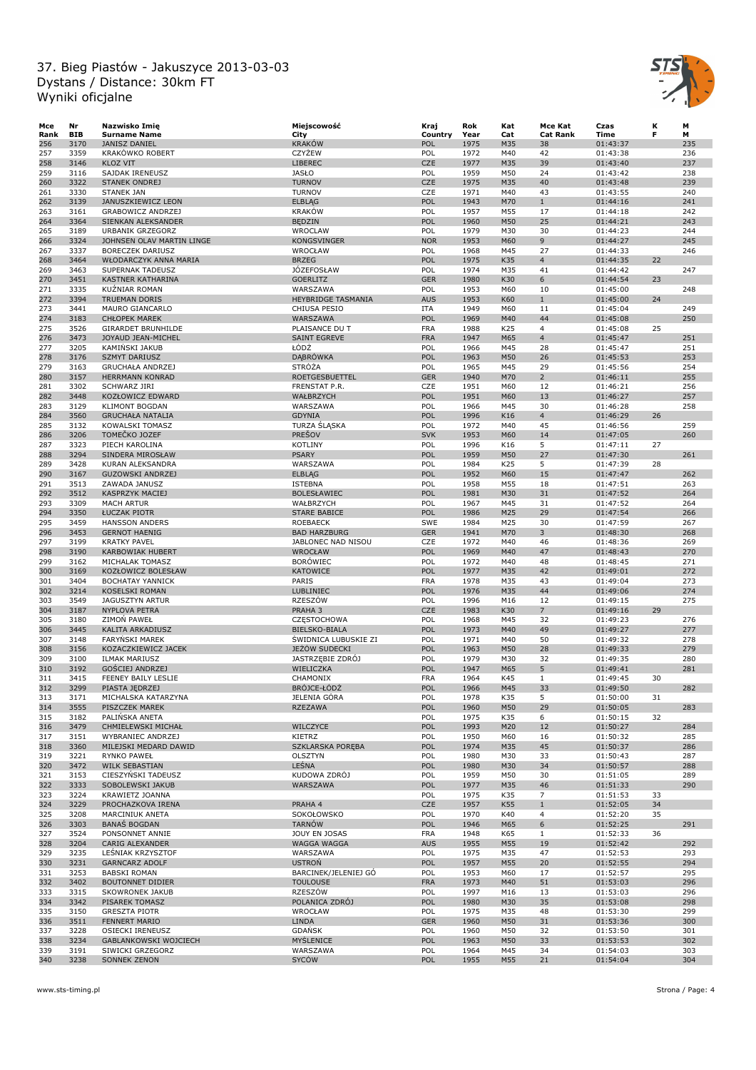# 37. Bieg Piastów - Jakuszyce 2013-03-03
# Dystans / Distance: 30km FT
# Wyniki oficjalne

| Mce Rank | Nr BIB | Nazwisko Imię Surname Name | Miejscowość City | Kraj Country | Rok Year | Kat Cat | Mce Kat Cat Rank | Czas Time | K F | M M |
|---|---|---|---|---|---|---|---|---|---|---|
| 256 | 3170 | JANISZ DANIEL | KRAKÓW | POL | 1975 | M35 | 38 | 01:43:37 | | 235 |
| 257 | 3359 | KRAKÓWKO ROBERT | CZYŻEW | POL | 1972 | M40 | 42 | 01:43:38 | | 236 |
| 258 | 3146 | KLOZ VIT | LIBEREC | CZE | 1977 | M35 | 39 | 01:43:40 | | 237 |
| 259 | 3116 | SAJDAK IRENEUSZ | JASŁO | POL | 1959 | M50 | 24 | 01:43:42 | | 238 |
| 260 | 3322 | STANEK ONDREJ | TURNOV | CZE | 1975 | M35 | 40 | 01:43:48 | | 239 |
| 261 | 3330 | STANEK JAN | TURNOV | CZE | 1971 | M40 | 43 | 01:43:55 | | 240 |
| 262 | 3139 | JANUSZKIEWICZ LEON | ELBLĄG | POL | 1943 | M70 | 1 | 01:44:16 | | 241 |
| 263 | 3161 | GRABOWICZ ANDRZEJ | KRAKÓW | POL | 1957 | M55 | 17 | 01:44:18 | | 242 |
| 264 | 3364 | SIENKAN ALEKSANDER | BĘDZIN | POL | 1960 | M50 | 25 | 01:44:21 | | 243 |
| 265 | 3189 | URBANIK GRZEGORZ | WROCLAW | POL | 1979 | M30 | 30 | 01:44:23 | | 244 |
| 266 | 3324 | JOHNSEN OLAV MARTIN LINGE | KONGSVINGER | NOR | 1953 | M60 | 9 | 01:44:27 | | 245 |
| 267 | 3337 | BORECZEK DARIUSZ | WROCŁAW | POL | 1968 | M45 | 27 | 01:44:33 | | 246 |
| 268 | 3464 | WŁODARCZYK ANNA MARIA | BRZEG | POL | 1975 | K35 | 4 | 01:44:35 | 22 | |
| 269 | 3463 | SUPERNAK TADEUSZ | JÓZEFOSŁAW | POL | 1974 | M35 | 41 | 01:44:42 | | 247 |
| 270 | 3451 | KASTNER KATHARINA | GOERLITZ | GER | 1980 | K30 | 6 | 01:44:54 | 23 | |
| 271 | 3335 | KUŹNIAR ROMAN | WARSZAWA | POL | 1953 | M60 | 10 | 01:45:00 | | 248 |
| 272 | 3394 | TRUEMAN DORIS | HEYBRIDGE TASMANIA | AUS | 1953 | K60 | 1 | 01:45:00 | 24 | |
| 273 | 3441 | MAURO GIANCARLO | CHIUSA PESIO | ITA | 1949 | M60 | 11 | 01:45:04 | | 249 |
| 274 | 3183 | CHŁOPEK MAREK | WARSZAWA | POL | 1969 | M40 | 44 | 01:45:08 | | 250 |
| 275 | 3526 | GIRARDET BRUNHILDE | PLAISANCE DU T | FRA | 1988 | K25 | 4 | 01:45:08 | 25 | |
| 276 | 3473 | JOYAUD JEAN-MICHEL | SAINT EGREVE | FRA | 1947 | M65 | 4 | 01:45:47 | | 251 |
| 277 | 3205 | KAMIŃSKI JAKUB | ŁÓDŹ | POL | 1966 | M45 | 28 | 01:45:47 | | 251 |
| 278 | 3176 | SZMYT DARIUSZ | DĄBRÓWKA | POL | 1963 | M50 | 26 | 01:45:53 | | 253 |
| 279 | 3163 | GRUCHAŁA ANDRZEJ | STRÓŻA | POL | 1965 | M45 | 29 | 01:45:56 | | 254 |
| 280 | 3157 | HERRMANN KONRAD | ROETGESBUETTEL | GER | 1940 | M70 | 2 | 01:46:11 | | 255 |
| 281 | 3302 | SCHWARZ JIRI | FRENSTAT P.R. | CZE | 1951 | M60 | 12 | 01:46:21 | | 256 |
| 282 | 3448 | KOZŁOWICZ EDWARD | WAŁBRZYCH | POL | 1951 | M60 | 13 | 01:46:27 | | 257 |
| 283 | 3129 | KLIMONT BOGDAN | WARSZAWA | POL | 1966 | M45 | 30 | 01:46:28 | | 258 |
| 284 | 3560 | GRUCHAŁA NATALIA | GDYNIA | POL | 1996 | K16 | 4 | 01:46:29 | 26 | |
| 285 | 3132 | KOWALSKI TOMASZ | TURZA ŚLĄSKA | POL | 1972 | M40 | 45 | 01:46:56 | | 259 |
| 286 | 3206 | TOMEČKO JOZEF | PREŠOV | SVK | 1953 | M60 | 14 | 01:47:05 | | 260 |
| 287 | 3323 | PIECH KAROLINA | KOTLINY | POL | 1996 | K16 | 5 | 01:47:11 | 27 | |
| 288 | 3294 | SINDERA MIROSŁAW | PSARY | POL | 1959 | M50 | 27 | 01:47:30 | | 261 |
| 289 | 3428 | KURAN ALEKSANDRA | WARSZAWA | POL | 1984 | K25 | 5 | 01:47:39 | 28 | |
| 290 | 3167 | GUZOWSKI ANDRZEJ | ELBLĄG | POL | 1952 | M60 | 15 | 01:47:47 | | 262 |
| 291 | 3513 | ZAWADA JANUSZ | ISTEBNA | POL | 1958 | M55 | 18 | 01:47:51 | | 263 |
| 292 | 3512 | KASPRZYK MACIEJ | BOLESŁAWIEC | POL | 1981 | M30 | 31 | 01:47:52 | | 264 |
| 293 | 3309 | MACH ARTUR | WAŁBRZYCH | POL | 1967 | M45 | 31 | 01:47:52 | | 264 |
| 294 | 3350 | ŁUCZAK PIOTR | STARE BABICE | POL | 1986 | M25 | 29 | 01:47:54 | | 266 |
| 295 | 3459 | HANSSON ANDERS | ROEBAECK | SWE | 1984 | M25 | 30 | 01:47:59 | | 267 |
| 296 | 3453 | GERNOT HAENIG | BAD HARZBURG | GER | 1941 | M70 | 3 | 01:48:30 | | 268 |
| 297 | 3199 | KRATKY PAVEL | JABLONEC NAD NISOU | CZE | 1972 | M40 | 46 | 01:48:36 | | 269 |
| 298 | 3190 | KARBOWIAK HUBERT | WROCŁAW | POL | 1969 | M40 | 47 | 01:48:43 | | 270 |
| 299 | 3162 | MICHALAK TOMASZ | BORÓWIEC | POL | 1972 | M40 | 48 | 01:48:45 | | 271 |
| 300 | 3169 | KOZŁOWICZ BOLESŁAW | KATOWICE | POL | 1977 | M35 | 42 | 01:49:01 | | 272 |
| 301 | 3404 | BOCHATAY YANNICK | PARIS | FRA | 1978 | M35 | 43 | 01:49:04 | | 273 |
| 302 | 3214 | KOSELSKI ROMAN | LUBLINIEC | POL | 1976 | M35 | 44 | 01:49:06 | | 274 |
| 303 | 3549 | JAGUSZTYN ARTUR | RZESZÓW | POL | 1996 | M16 | 12 | 01:49:15 | | 275 |
| 304 | 3187 | NYPLOVA PETRA | PRAHA 3 | CZE | 1983 | K30 | 7 | 01:49:16 | 29 | |
| 305 | 3180 | ZIMOŃ PAWEŁ | CZĘSTOCHOWA | POL | 1968 | M45 | 32 | 01:49:23 | | 276 |
| 306 | 3445 | KALITA ARKADIUSZ | BIELSKO-BIALA | POL | 1973 | M40 | 49 | 01:49:27 | | 277 |
| 307 | 3148 | FARYŃSKI MAREK | ŚWIDNICA LUBUSKIE ZI | POL | 1971 | M40 | 50 | 01:49:32 | | 278 |
| 308 | 3156 | KOZACZKIEWICZ JACEK | JEŻÓW SUDECKI | POL | 1963 | M50 | 28 | 01:49:33 | | 279 |
| 309 | 3100 | ILMAK MARIUSZ | JASTRZĘBIE ZDRÓJ | POL | 1979 | M30 | 32 | 01:49:35 | | 280 |
| 310 | 3192 | GOŚCIEJ ANDRZEJ | WIELICZKA | POL | 1947 | M65 | 5 | 01:49:41 | | 281 |
| 311 | 3415 | FEENEY BAILY LESLIE | CHAMONIX | FRA | 1964 | K45 | 1 | 01:49:45 | 30 | |
| 312 | 3299 | PIASTA JĘDRZEJ | BRÓJCE-ŁÓDŹ | POL | 1966 | M45 | 33 | 01:49:50 | | 282 |
| 313 | 3171 | MICHALSKA KATARZYNA | JELENIA GÓRA | POL | 1978 | K35 | 5 | 01:50:00 | 31 | |
| 314 | 3555 | PISZCZEK MAREK | RZEZAWA | POL | 1960 | M50 | 29 | 01:50:05 | | 283 |
| 315 | 3182 | PALIŃSKA ANETA | | POL | 1975 | K35 | 6 | 01:50:15 | 32 | |
| 316 | 3479 | CHMIELEWSKI MICHAŁ | WILCZYCE | POL | 1993 | M20 | 12 | 01:50:27 | | 284 |
| 317 | 3151 | WYBRANIEC ANDRZEJ | KIETRZ | POL | 1950 | M60 | 16 | 01:50:32 | | 285 |
| 318 | 3360 | MILEJSKI MEDARD DAWID | SZKLARSKA PORĘBA | POL | 1974 | M35 | 45 | 01:50:37 | | 286 |
| 319 | 3221 | RYNKO PAWEŁ | OLSZTYN | POL | 1980 | M30 | 33 | 01:50:43 | | 287 |
| 320 | 3472 | WILK SEBASTIAN | LEŚNA | POL | 1980 | M30 | 34 | 01:50:57 | | 288 |
| 321 | 3153 | CIESZYŃSKI TADEUSZ | KUDOWA ZDRÓJ | POL | 1959 | M50 | 30 | 01:51:05 | | 289 |
| 322 | 3333 | SOBOLEWSKI JAKUB | WARSZAWA | POL | 1977 | M35 | 46 | 01:51:33 | | 290 |
| 323 | 3224 | KRAWIETZ JOANNA | | POL | 1975 | K35 | 7 | 01:51:53 | 33 | |
| 324 | 3229 | PROCHAZKOVA IRENA | PRAHA 4 | CZE | 1957 | K55 | 1 | 01:52:05 | 34 | |
| 325 | 3208 | MARCINIUK ANETA | SOKOŁOWSKO | POL | 1970 | K40 | 4 | 01:52:20 | 35 | |
| 326 | 3303 | BANAŚ BOGDAN | TARNÓW | POL | 1946 | M65 | 6 | 01:52:25 | | 291 |
| 327 | 3524 | PONSONNET ANNIE | JOUY EN JOSAS | FRA | 1948 | K65 | 1 | 01:52:33 | 36 | |
| 328 | 3204 | CARIG ALEXANDER | WAGGA WAGGA | AUS | 1955 | M55 | 19 | 01:52:42 | | 292 |
| 329 | 3235 | LEŚNIAK KRZYSZTOF | WARSZAWA | POL | 1975 | M35 | 47 | 01:52:53 | | 293 |
| 330 | 3231 | GARNCARZ ADOLF | USTROŃ | POL | 1957 | M55 | 20 | 01:52:55 | | 294 |
| 331 | 3253 | BABSKI ROMAN | BARCINEK/JELENIEJ GÓ | POL | 1953 | M60 | 17 | 01:52:57 | | 295 |
| 332 | 3402 | BOUTONNET DIDIER | TOULOUSE | FRA | 1973 | M40 | 51 | 01:53:03 | | 296 |
| 333 | 3315 | SKOWRONEK JAKUB | RZESZÓW | POL | 1997 | M16 | 13 | 01:53:03 | | 296 |
| 334 | 3342 | PISAREK TOMASZ | POLANICA ZDRÓJ | POL | 1980 | M30 | 35 | 01:53:08 | | 298 |
| 335 | 3150 | GRESZTA PIOTR | WROCŁAW | POL | 1975 | M35 | 48 | 01:53:30 | | 299 |
| 336 | 3511 | FENNERT MARIO | LINDA | GER | 1960 | M50 | 31 | 01:53:36 | | 300 |
| 337 | 3228 | OSIECKI IRENEUSZ | GDAŃSK | POL | 1960 | M50 | 32 | 01:53:50 | | 301 |
| 338 | 3234 | GABLANKOWSKI WOJCIECH | MYŚLENICE | POL | 1963 | M50 | 33 | 01:53:53 | | 302 |
| 339 | 3191 | SIWICKI GRZEGORZ | WARSZAWA | POL | 1964 | M45 | 34 | 01:54:03 | | 303 |
| 340 | 3238 | SONNEK ZENON | SYCÓW | POL | 1955 | M55 | 21 | 01:54:04 | | 304 |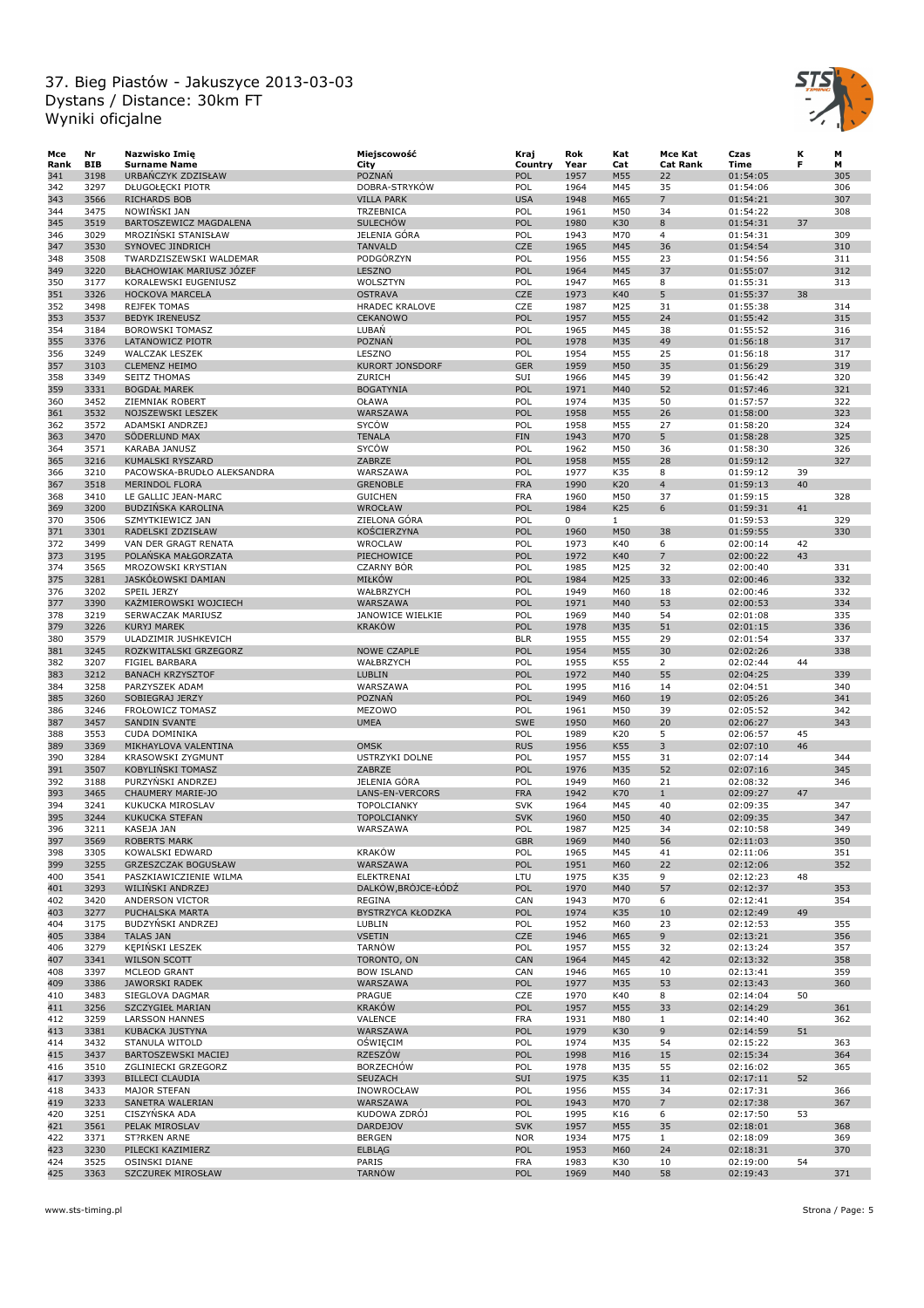# 37. Bieg Piastów - Jakuszyce 2013-03-03
## Dystans / Distance: 30km FT
## Wyniki oficjalne

| Mce Rank | Nr BIB | Nazwisko Imię Surname Name | Miejscowość City | Kraj Country | Rok Year | Kat Cat | Mce Kat Cat Rank | Czas Time | K F | M M |
|---|---|---|---|---|---|---|---|---|---|---|
| 341 | 3198 | URBAŃCZYK ZDZISŁAW | POZNAŃ | POL | 1957 | M55 | 22 | 01:54:05 | | 305 |
| 342 | 3297 | DŁUGOŁĘCKI PIOTR | DOBRA-STRYKÓW | POL | 1964 | M45 | 35 | 01:54:06 | | 306 |
| 343 | 3566 | RICHARDS BOB | VILLA PARK | USA | 1948 | M65 | 7 | 01:54:21 | | 307 |
| 344 | 3475 | NOWIŃSKI JAN | TRZEBNICA | POL | 1961 | M50 | 34 | 01:54:22 | | 308 |
| 345 | 3519 | BARTOSZEWICZ MAGDALENA | SULECHÓW | POL | 1980 | K30 | 8 | 01:54:31 | 37 | |
| 346 | 3029 | MROZIŃSKI STANISŁAW | JELENIA GÓRA | POL | 1943 | M70 | 4 | 01:54:31 | | 309 |
| 347 | 3530 | SYNOVEC JINDRICH | TANVALD | CZE | 1965 | M45 | 36 | 01:54:54 | | 310 |
| 348 | 3508 | TWARDZISZEWSKI WALDEMAR | PODGÓRZYN | POL | 1956 | M55 | 23 | 01:54:56 | | 311 |
| 349 | 3220 | BŁACHOWIAK MARIUSZ JÓZEF | LESZNO | POL | 1964 | M45 | 37 | 01:55:07 | | 312 |
| 350 | 3177 | KORALEWSKI EUGENIUSZ | WOLSZTYN | POL | 1947 | M65 | 8 | 01:55:31 | | 313 |
| 351 | 3326 | HOCKOVA MARCELA | OSTRAVA | CZE | 1973 | K40 | 5 | 01:55:37 | 38 | |
| 352 | 3498 | REJFEK TOMAS | HRADEC KRALOVE | CZE | 1987 | M25 | 31 | 01:55:38 | | 314 |
| 353 | 3537 | BEDYK IRENEUSZ | CEKANOWO | POL | 1957 | M55 | 24 | 01:55:42 | | 315 |
| 354 | 3184 | BOROWSKI TOMASZ | LUBAŃ | POL | 1965 | M45 | 38 | 01:55:52 | | 316 |
| 355 | 3376 | LATANOWICZ PIOTR | POZNAŃ | POL | 1978 | M35 | 49 | 01:56:18 | | 317 |
| 356 | 3249 | WALCZAK LESZEK | LESZNO | POL | 1954 | M55 | 25 | 01:56:18 | | 317 |
| 357 | 3103 | CLEMENZ HEIMO | KURORT JONSDORF | GER | 1959 | M50 | 35 | 01:56:29 | | 319 |
| 358 | 3349 | SEITZ THOMAS | ZURICH | SUI | 1966 | M45 | 39 | 01:56:42 | | 320 |
| 359 | 3331 | BOGDAŁ MAREK | BOGATYNIA | POL | 1971 | M40 | 52 | 01:57:46 | | 321 |
| 360 | 3452 | ZIEMNIAK ROBERT | OŁAWA | POL | 1974 | M35 | 50 | 01:57:57 | | 322 |
| 361 | 3532 | NOJSZEWSKI LESZEK | WARSZAWA | POL | 1958 | M55 | 26 | 01:58:00 | | 323 |
| 362 | 3572 | ADAMSKI ANDRZEJ | SYCÓW | POL | 1958 | M55 | 27 | 01:58:20 | | 324 |
| 363 | 3470 | SÖDERLUND MAX | TENALA | FIN | 1943 | M70 | 5 | 01:58:28 | | 325 |
| 364 | 3571 | KARABA JANUSZ | SYCÓW | POL | 1962 | M50 | 36 | 01:58:30 | | 326 |
| 365 | 3216 | KUMALSKI RYSZARD | ZABRZE | POL | 1958 | M55 | 28 | 01:59:12 | | 327 |
| 366 | 3210 | PACOWSKA-BRUDŁO ALEKSANDRA | WARSZAWA | POL | 1977 | K35 | 8 | 01:59:12 | 39 | |
| 367 | 3518 | MERINDOL FLORA | GRENOBLE | FRA | 1990 | K20 | 4 | 01:59:13 | 40 | |
| 368 | 3410 | LE GALLIC JEAN-MARC | GUICHEN | FRA | 1960 | M50 | 37 | 01:59:15 | | 328 |
| 369 | 3200 | BUDZIŃSKA KAROLINA | WROCŁAW | POL | 1984 | K25 | 6 | 01:59:31 | 41 | |
| 370 | 3506 | SZMYTKIEWICZ JAN | ZIELONA GÓRA | POL | 0 | 1 | | 01:59:53 | | 329 |
| 371 | 3301 | RADELSKI ZDZISŁAW | KOŚCIERZYNA | POL | 1960 | M50 | 38 | 01:59:55 | | 330 |
| 372 | 3499 | VAN DER GRAGT RENATA | WROCLAW | POL | 1973 | K40 | 6 | 02:00:14 | 42 | |
| 373 | 3195 | POLAŃSKA MAŁGORZATA | PIECHOWICE | POL | 1972 | K40 | 7 | 02:00:22 | 43 | |
| 374 | 3565 | MROZOWSKI KRYSTIAN | CZARNY BÓR | POL | 1985 | M25 | 32 | 02:00:40 | | 331 |
| 375 | 3281 | JASKÓŁOWSKI DAMIAN | MIŁKÓW | POL | 1984 | M25 | 33 | 02:00:46 | | 332 |
| 376 | 3202 | SPEIL JERZY | WAŁBRZYCH | POL | 1949 | M60 | 18 | 02:00:46 | | 332 |
| 377 | 3390 | KAŹMIEROWSKI WOJCIECH | WARSZAWA | POL | 1971 | M40 | 53 | 02:00:53 | | 334 |
| 378 | 3219 | SERWACZAK MARIUSZ | JANOWICE WIELKIE | POL | 1969 | M40 | 54 | 02:01:08 | | 335 |
| 379 | 3226 | KURYJ MAREK | KRAKÓW | POL | 1978 | M35 | 51 | 02:01:15 | | 336 |
| 380 | 3579 | ULADZIMIR JUSHKEVICH | | BLR | 1955 | M55 | 29 | 02:01:54 | | 337 |
| 381 | 3245 | ROZKWITALSKI GRZEGORZ | NOWE CZAPLE | POL | 1954 | M55 | 30 | 02:02:26 | | 338 |
| 382 | 3207 | FIGIEL BARBARA | WAŁBRZYCH | POL | 1955 | K55 | 2 | 02:02:44 | 44 | |
| 383 | 3212 | BANACH KRZYSZTOF | LUBLIN | POL | 1972 | M40 | 55 | 02:04:25 | | 339 |
| 384 | 3258 | PARZYSZEK ADAM | WARSZAWA | POL | 1995 | M16 | 14 | 02:04:51 | | 340 |
| 385 | 3260 | SOBIEGRAJ JERZY | POZNAŃ | POL | 1949 | M60 | 19 | 02:05:26 | | 341 |
| 386 | 3246 | FROŁOWICZ TOMASZ | MEZOWO | POL | 1961 | M50 | 39 | 02:05:52 | | 342 |
| 387 | 3457 | SANDIN SVANTE | UMEA | SWE | 1950 | M60 | 20 | 02:06:27 | | 343 |
| 388 | 3553 | CUDA DOMINIKA | | POL | 1989 | K20 | 5 | 02:06:57 | 45 | |
| 389 | 3369 | MIKHAYLOVA VALENTINA | OMSK | RUS | 1956 | K55 | 3 | 02:07:10 | 46 | |
| 390 | 3284 | KRASOWSKI ZYGMUNT | USTRZYKI DOLNE | POL | 1957 | M55 | 31 | 02:07:14 | | 344 |
| 391 | 3507 | KOBYLIŃSKI TOMASZ | ZABRZE | POL | 1976 | M35 | 52 | 02:07:16 | | 345 |
| 392 | 3188 | PURZYŃSKI ANDRZEJ | JELENIA GÓRA | POL | 1949 | M60 | 21 | 02:08:32 | | 346 |
| 393 | 3465 | CHAUMERY MARIE-JO | LANS-EN-VERCORS | FRA | 1942 | K70 | 1 | 02:09:27 | 47 | |
| 394 | 3241 | KUKUCKA MIROSLAV | TOPOLCIANKY | SVK | 1964 | M45 | 40 | 02:09:35 | | 347 |
| 395 | 3244 | KUKUCKA STEFAN | TOPOLCIANKY | SVK | 1960 | M50 | 40 | 02:09:35 | | 347 |
| 396 | 3211 | KASEJA JAN | WARSZAWA | POL | 1987 | M25 | 34 | 02:10:58 | | 349 |
| 397 | 3569 | ROBERTS MARK | | GBR | 1969 | M40 | 56 | 02:11:03 | | 350 |
| 398 | 3305 | KOWALSKI EDWARD | KRAKÓW | POL | 1965 | M45 | 41 | 02:11:06 | | 351 |
| 399 | 3255 | GRZESZCZAK BOGUSŁAW | WARSZAWA | POL | 1951 | M60 | 22 | 02:12:06 | | 352 |
| 400 | 3541 | PASZKIAWICZIENIE WILMA | ELEKTRENAI | LTU | 1975 | K35 | 9 | 02:12:23 | 48 | |
| 401 | 3293 | WILIŃSKI ANDRZEJ | DALKÓW,BRÓJCE-ŁÓDŹ | POL | 1970 | M40 | 57 | 02:12:37 | | 353 |
| 402 | 3420 | ANDERSON VICTOR | REGINA | CAN | 1943 | M70 | 6 | 02:12:41 | | 354 |
| 403 | 3277 | PUCHALSKA MARTA | BYSTRZYCA KŁODZKA | POL | 1974 | K35 | 10 | 02:12:49 | 49 | |
| 404 | 3175 | BUDZYŃSKI ANDRZEJ | LUBLIN | POL | 1952 | M60 | 23 | 02:12:53 | | 355 |
| 405 | 3384 | TALAS JAN | VSETIN | CZE | 1946 | M65 | 9 | 02:13:21 | | 356 |
| 406 | 3279 | KĘPIŃSKI LESZEK | TARNÓW | POL | 1957 | M55 | 32 | 02:13:24 | | 357 |
| 407 | 3341 | WILSON SCOTT | TORONTO, ON | CAN | 1964 | M45 | 42 | 02:13:32 | | 358 |
| 408 | 3397 | MCLEOD GRANT | BOW ISLAND | CAN | 1946 | M65 | 10 | 02:13:41 | | 359 |
| 409 | 3386 | JAWORSKI RADEK | WARSZAWA | POL | 1977 | M35 | 53 | 02:13:43 | | 360 |
| 410 | 3483 | SIEGLOVA DAGMAR | PRAGUE | CZE | 1970 | K40 | 8 | 02:14:04 | 50 | |
| 411 | 3256 | SZCZYGIEŁ MARIAN | KRAKÓW | POL | 1957 | M55 | 33 | 02:14:29 | | 361 |
| 412 | 3259 | LARSSON HANNES | VALENCE | FRA | 1931 | M80 | 1 | 02:14:40 | | 362 |
| 413 | 3381 | KUBACKA JUSTYNA | WARSZAWA | POL | 1979 | K30 | 9 | 02:14:59 | 51 | |
| 414 | 3432 | STANULA WITOLD | OŚWIĘCIM | POL | 1974 | M35 | 54 | 02:15:22 | | 363 |
| 415 | 3437 | BARTOSZEWSKI MACIEJ | RZESZÓW | POL | 1998 | M16 | 15 | 02:15:34 | | 364 |
| 416 | 3510 | ZGLINIECKI GRZEGORZ | BORZECHÓW | POL | 1978 | M35 | 55 | 02:16:02 | | 365 |
| 417 | 3393 | BILLECI CLAUDIA | SEUZACH | SUI | 1975 | K35 | 11 | 02:17:11 | 52 | |
| 418 | 3433 | MAJOR STEFAN | INOWROCŁAW | POL | 1956 | M55 | 34 | 02:17:31 | | 366 |
| 419 | 3233 | SANETRA WALERIAN | WARSZAWA | POL | 1943 | M70 | 7 | 02:17:38 | | 367 |
| 420 | 3251 | CISZYŃSKA ADA | KUDOWA ZDRÓJ | POL | 1995 | K16 | 6 | 02:17:50 | 53 | |
| 421 | 3561 | PELAK MIROSLAV | DARDEJOV | SVK | 1957 | M55 | 35 | 02:18:01 | | 368 |
| 422 | 3371 | ST?RKEN ARNE | BERGEN | NOR | 1934 | M75 | 1 | 02:18:09 | | 369 |
| 423 | 3230 | PILECKI KAZIMIERZ | ELBLĄG | POL | 1953 | M60 | 24 | 02:18:31 | | 370 |
| 424 | 3525 | OSINSKI DIANE | PARIS | FRA | 1983 | K30 | 10 | 02:19:00 | 54 | |
| 425 | 3363 | SZCZUREK MIROSŁAW | TARNÓW | POL | 1969 | M40 | 58 | 02:19:43 | | 371 |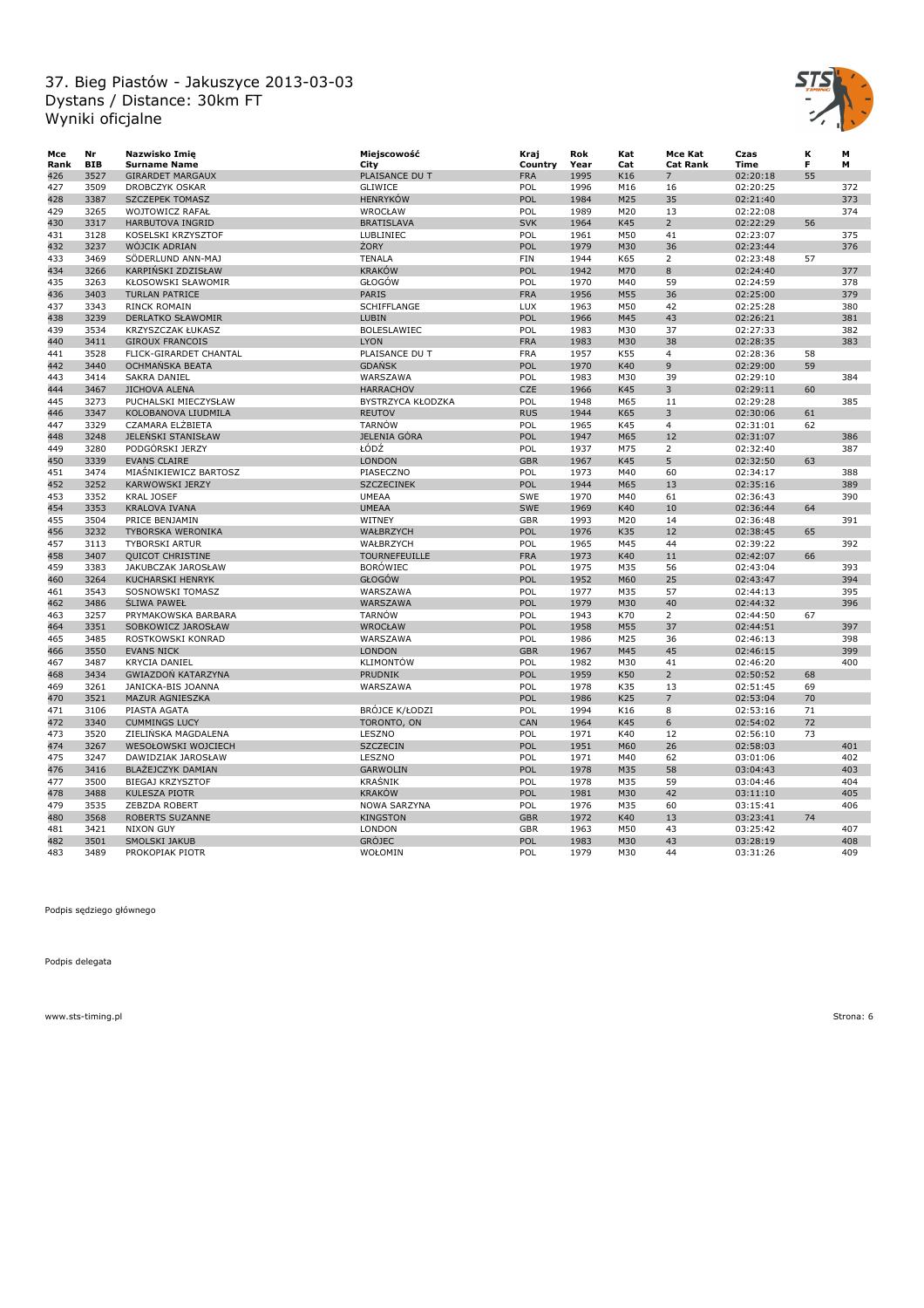# 37. Bieg Piastów - Jakuszyce 2013-03-03
Dystans / Distance: 30km FT
Wyniki oficjalne

| Mce Rank | Nr BIB | Nazwisko Imię Surname Name | Miejscowość City | Kraj Country | Rok Year | Kat Cat | Mce Kat Cat Rank | Czas Time | K F | M M |
|---|---|---|---|---|---|---|---|---|---|---|
| 426 | 3527 | GIRARDET MARGAUX | PLAISANCE DU T | FRA | 1995 | K16 | 7 | 02:20:18 | 55 | |
| 427 | 3509 | DROBCZYK OSKAR | GLIWICE | POL | 1996 | M16 | 16 | 02:20:25 | | 372 |
| 428 | 3387 | SZCZEPEK TOMASZ | HENRYKÓW | POL | 1984 | M25 | 35 | 02:21:40 | | 373 |
| 429 | 3265 | WOJTOWICZ RAFAŁ | WROCŁAW | POL | 1989 | M20 | 13 | 02:22:08 | | 374 |
| 430 | 3317 | HARBUTOVA INGRID | BRATISLAVA | SVK | 1964 | K45 | 2 | 02:22:29 | 56 | |
| 431 | 3128 | KOSELSKI KRZYSZTOF | LUBLINIEC | POL | 1961 | M50 | 41 | 02:23:07 | | 375 |
| 432 | 3237 | WÓJCIK ADRIAN | ŻORY | POL | 1979 | M30 | 36 | 02:23:44 | | 376 |
| 433 | 3469 | SÖDERLUND ANN-MAJ | TENALA | FIN | 1944 | K65 | 2 | 02:23:48 | 57 | |
| 434 | 3266 | KARPIŃSKI ZDZISŁAW | KRAKÓW | POL | 1942 | M70 | 8 | 02:24:40 | | 377 |
| 435 | 3263 | KŁOSOWSKI SŁAWOMIR | GŁOGÓW | POL | 1970 | M40 | 59 | 02:24:59 | | 378 |
| 436 | 3403 | TURLAN PATRICE | PARIS | FRA | 1956 | M55 | 36 | 02:25:00 | | 379 |
| 437 | 3343 | RINCK ROMAIN | SCHIFFLANGE | LUX | 1963 | M50 | 42 | 02:25:28 | | 380 |
| 438 | 3239 | DERLATKO SŁAWOMIR | LUBIN | POL | 1966 | M45 | 43 | 02:26:21 | | 381 |
| 439 | 3534 | KRZYSZCZAK ŁUKASZ | BOLESLAWIEC | POL | 1983 | M30 | 37 | 02:27:33 | | 382 |
| 440 | 3411 | GIROUX FRANCOIS | LYON | FRA | 1983 | M30 | 38 | 02:28:35 | | 383 |
| 441 | 3528 | FLICK-GIRARDET CHANTAL | PLAISANCE DU T | FRA | 1957 | K55 | 4 | 02:28:36 | 58 | |
| 442 | 3440 | OCHMAŃSKA BEATA | GDAŃSK | POL | 1970 | K40 | 9 | 02:29:00 | 59 | |
| 443 | 3414 | SAKRA DANIEL | WARSZAWA | POL | 1983 | M30 | 39 | 02:29:10 | | 384 |
| 444 | 3467 | JICHOVA ALENA | HARRACHOV | CZE | 1966 | K45 | 3 | 02:29:11 | 60 | |
| 445 | 3273 | PUCHALSKI MIECZYSŁAW | BYSTRZYCA KŁODZKA | POL | 1948 | M65 | 11 | 02:29:28 | | 385 |
| 446 | 3347 | KOLOBANOVA LIUDMILA | REUTOV | RUS | 1944 | K65 | 3 | 02:30:06 | 61 | |
| 447 | 3329 | CZAMARA ELŻBIETA | TARNÓW | POL | 1965 | K45 | 4 | 02:31:01 | 62 | |
| 448 | 3248 | JELEŃSKI STANISŁAW | JELENIA GÓRA | POL | 1947 | M65 | 12 | 02:31:07 | | 386 |
| 449 | 3280 | PODGÓRSKI JERZY | ŁÓDŹ | POL | 1937 | M75 | 2 | 02:32:40 | | 387 |
| 450 | 3339 | EVANS CLAIRE | LONDON | GBR | 1967 | K45 | 5 | 02:32:50 | 63 | |
| 451 | 3474 | MIAŚNIKIEWICZ BARTOSZ | PIASECZNO | POL | 1973 | M40 | 60 | 02:34:17 | | 388 |
| 452 | 3252 | KARWOWSKI JERZY | SZCZECINEK | POL | 1944 | M65 | 13 | 02:35:16 | | 389 |
| 453 | 3352 | KRAL JOSEF | UMEAA | SWE | 1970 | M40 | 61 | 02:36:43 | | 390 |
| 454 | 3353 | KRALOVA IVANA | UMEAA | SWE | 1969 | K40 | 10 | 02:36:44 | 64 | |
| 455 | 3504 | PRICE BENJAMIN | WITNEY | GBR | 1993 | M20 | 14 | 02:36:48 | | 391 |
| 456 | 3232 | TYBORSKA WERONIKA | WAŁBRZYCH | POL | 1976 | K35 | 12 | 02:38:45 | 65 | |
| 457 | 3113 | TYBORSKI ARTUR | WAŁBRZYCH | POL | 1965 | M45 | 44 | 02:39:22 | | 392 |
| 458 | 3407 | QUICOT CHRISTINE | TOURNEFEUILLE | FRA | 1973 | K40 | 11 | 02:42:07 | 66 | |
| 459 | 3383 | JAKUBCZAK JAROSŁAW | BORÓWIEC | POL | 1975 | M35 | 56 | 02:43:04 | | 393 |
| 460 | 3264 | KUCHARSKI HENRYK | GŁOGÓW | POL | 1952 | M60 | 25 | 02:43:47 | | 394 |
| 461 | 3543 | SOSNOWSKI TOMASZ | WARSZAWA | POL | 1977 | M35 | 57 | 02:44:13 | | 395 |
| 462 | 3486 | ŚLIWA PAWEŁ | WARSZAWA | POL | 1979 | M30 | 40 | 02:44:32 | | 396 |
| 463 | 3257 | PRYMAKOWSKA BARBARA | TARNÓW | POL | 1943 | K70 | 2 | 02:44:50 | 67 | |
| 464 | 3351 | SOBKOWICZ JAROSŁAW | WROCŁAW | POL | 1958 | M55 | 37 | 02:44:51 | | 397 |
| 465 | 3485 | ROSTKOWSKI KONRAD | WARSZAWA | POL | 1986 | M25 | 36 | 02:46:13 | | 398 |
| 466 | 3550 | EVANS NICK | LONDON | GBR | 1967 | M45 | 45 | 02:46:15 | | 399 |
| 467 | 3487 | KRYCIA DANIEL | KLIMONTÓW | POL | 1982 | M30 | 41 | 02:46:20 | | 400 |
| 468 | 3434 | GWIAZDOŃ KATARZYNA | PRUDNIK | POL | 1959 | K50 | 2 | 02:50:52 | 68 | |
| 469 | 3261 | JANICKA-BIS JOANNA | WARSZAWA | POL | 1978 | K35 | 13 | 02:51:45 | 69 | |
| 470 | 3521 | MAZUR AGNIESZKA | | POL | 1986 | K25 | 7 | 02:53:04 | 70 | |
| 471 | 3106 | PIASTA AGATA | BRÓJCE K/ŁODZI | POL | 1994 | K16 | 8 | 02:53:16 | 71 | |
| 472 | 3340 | CUMMINGS LUCY | TORONTO, ON | CAN | 1964 | K45 | 6 | 02:54:02 | 72 | |
| 473 | 3520 | ZIELIŃSKA MAGDALENA | LESZNO | POL | 1971 | K40 | 12 | 02:56:10 | 73 | |
| 474 | 3267 | WESOŁOWSKI WOJCIECH | SZCZECIN | POL | 1951 | M60 | 26 | 02:58:03 | | 401 |
| 475 | 3247 | DAWIDZIAK JAROSŁAW | LESZNO | POL | 1971 | M40 | 62 | 03:01:06 | | 402 |
| 476 | 3416 | BŁAŻEJCZYK DAMIAN | GARWOLIN | POL | 1978 | M35 | 58 | 03:04:43 | | 403 |
| 477 | 3500 | BIEGAJ KRZYSZTOF | KRAŚNIK | POL | 1978 | M35 | 59 | 03:04:46 | | 404 |
| 478 | 3488 | KULESZA PIOTR | KRAKÓW | POL | 1981 | M30 | 42 | 03:11:10 | | 405 |
| 479 | 3535 | ZEBZDA ROBERT | NOWA SARZYNA | POL | 1976 | M35 | 60 | 03:15:41 | | 406 |
| 480 | 3568 | ROBERTS SUZANNE | KINGSTON | GBR | 1972 | K40 | 13 | 03:23:41 | 74 | |
| 481 | 3421 | NIXON GUY | LONDON | GBR | 1963 | M50 | 43 | 03:25:42 | | 407 |
| 482 | 3501 | SMOLSKI JAKUB | GRÓJEC | POL | 1983 | M30 | 43 | 03:28:19 | | 408 |
| 483 | 3489 | PROKOPIAK PIOTR | WOŁOMIN | POL | 1979 | M30 | 44 | 03:31:26 | | 409 |

Podpis sędziego głównego

Podpis delegata

www.sts-timing.pl